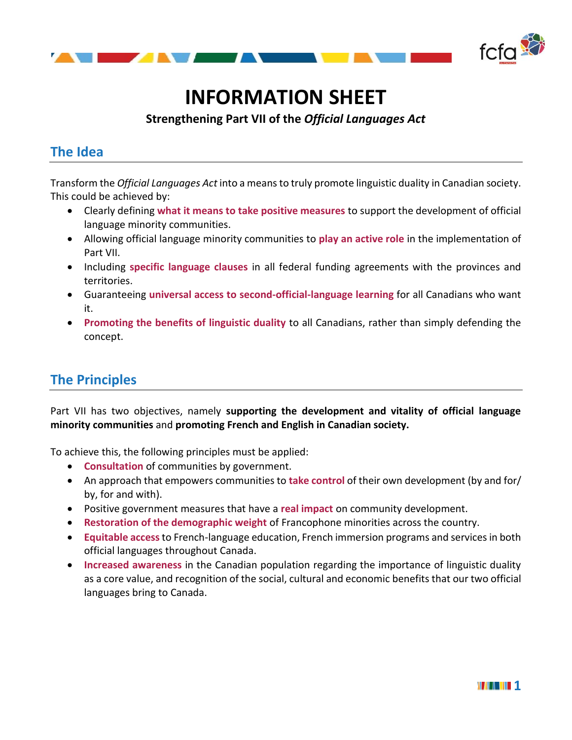# INFORMATION SHEET

**Strengthening Part VII of the *Official Languages Act***

## The Idea

Transform the *Official Languages Act* into a means to truly promote linguistic duality in Canadian society. This could be achieved by:

- Clearly defining **what it means to take positive measures** to support the development of official language minority communities.
- Allowing official language minority communities to **play an active role** in the implementation of Part VII.
- Including **specific language clauses** in all federal funding agreements with the provinces and territories.
- Guaranteeing **universal access to second-official-language learning** for all Canadians who want it.
- **Promoting the benefits of linguistic duality** to all Canadians, rather than simply defending the concept.

## The Principles

Part VII has two objectives, namely **supporting the development and vitality of official language minority communities** and **promoting French and English in Canadian society.**

To achieve this, the following principles must be applied:

- **Consultation** of communities by government.
- An approach that empowers communities to **take control** of their own development (by and for/ by, for and with).
- Positive government measures that have a **real impact** on community development.
- **Restoration of the demographic weight** of Francophone minorities across the country.
- **Equitable access** to French-language education, French immersion programs and services in both official languages throughout Canada.
- **Increased awareness** in the Canadian population regarding the importance of linguistic duality as a core value, and recognition of the social, cultural and economic benefits that our two official languages bring to Canada.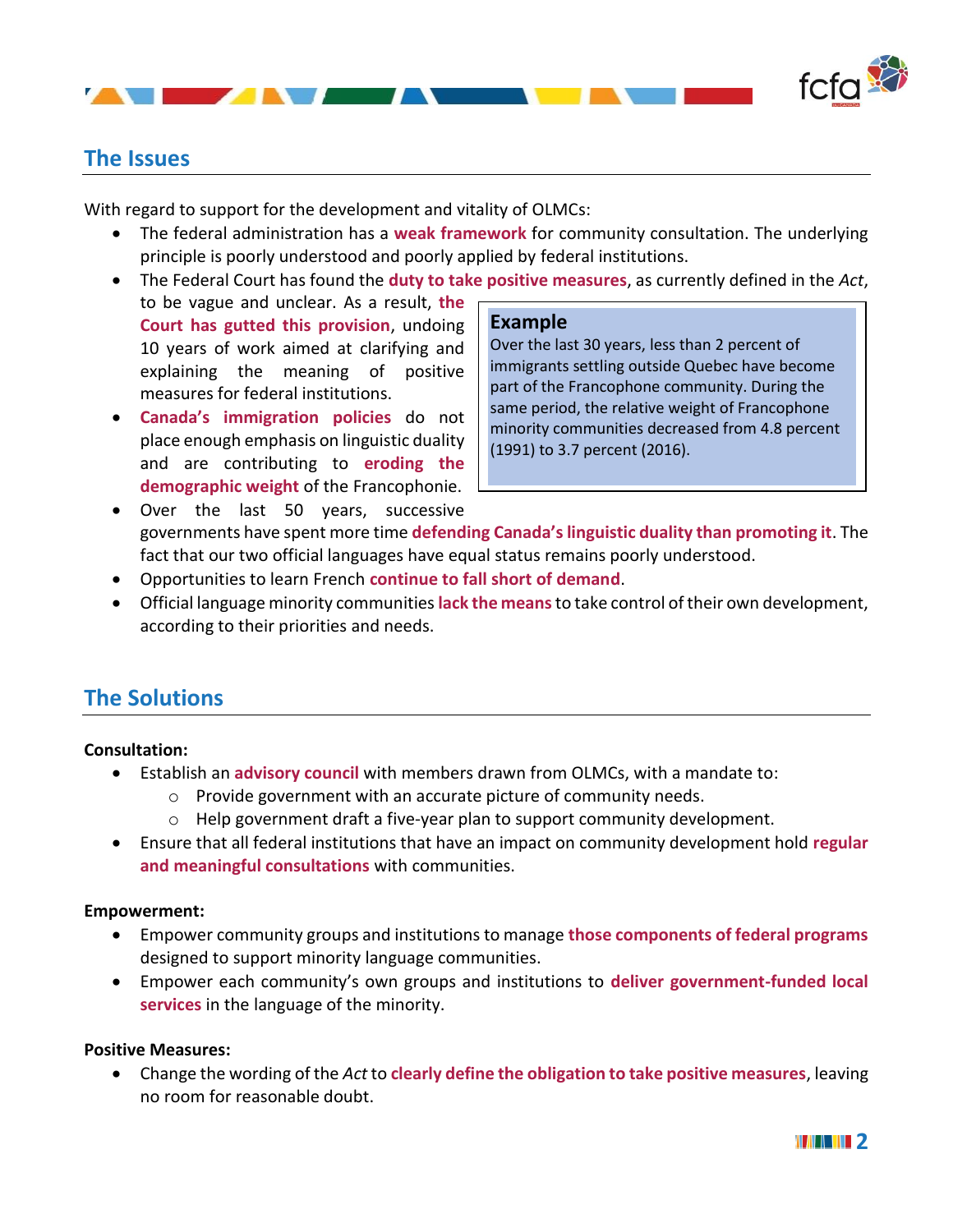## The Issues

With regard to support for the development and vitality of OLMCs:

- The federal administration has a **weak framework** for community consultation. The underlying principle is poorly understood and poorly applied by federal institutions.
- The Federal Court has found the **duty to take positive measures**, as currently defined in the *Act*, to be vague and unclear. As a result, **the Court has gutted this provision**, undoing 10 years of work aimed at clarifying and explaining the meaning of positive measures for federal institutions.
- **Canada's immigration policies** do not place enough emphasis on linguistic duality and are contributing to **eroding the demographic weight** of the Francophonie.
- Over the last 50 years, successive governments have spent more time **defending Canada's linguistic duality than promoting it**. The fact that our two official languages have equal status remains poorly understood.
- Opportunities to learn French **continue to fall short of demand**.
- Official language minority communities **lack the means** to take control of their own development, according to their priorities and needs.

> **Example**
>
> Over the last 30 years, less than 2 percent of immigrants settling outside Quebec have become part of the Francophone community. During the same period, the relative weight of Francophone minority communities decreased from 4.8 percent (1991) to 3.7 percent (2016).

## The Solutions

**Consultation:**

- Establish an **advisory council** with members drawn from OLMCs, with a mandate to:
  - Provide government with an accurate picture of community needs.
  - Help government draft a five-year plan to support community development.
- Ensure that all federal institutions that have an impact on community development hold **regular and meaningful consultations** with communities.

**Empowerment:**

- Empower community groups and institutions to manage **those components of federal programs** designed to support minority language communities.
- Empower each community's own groups and institutions to **deliver government-funded local services** in the language of the minority.

**Positive Measures:**

- Change the wording of the *Act* to **clearly define the obligation to take positive measures**, leaving no room for reasonable doubt.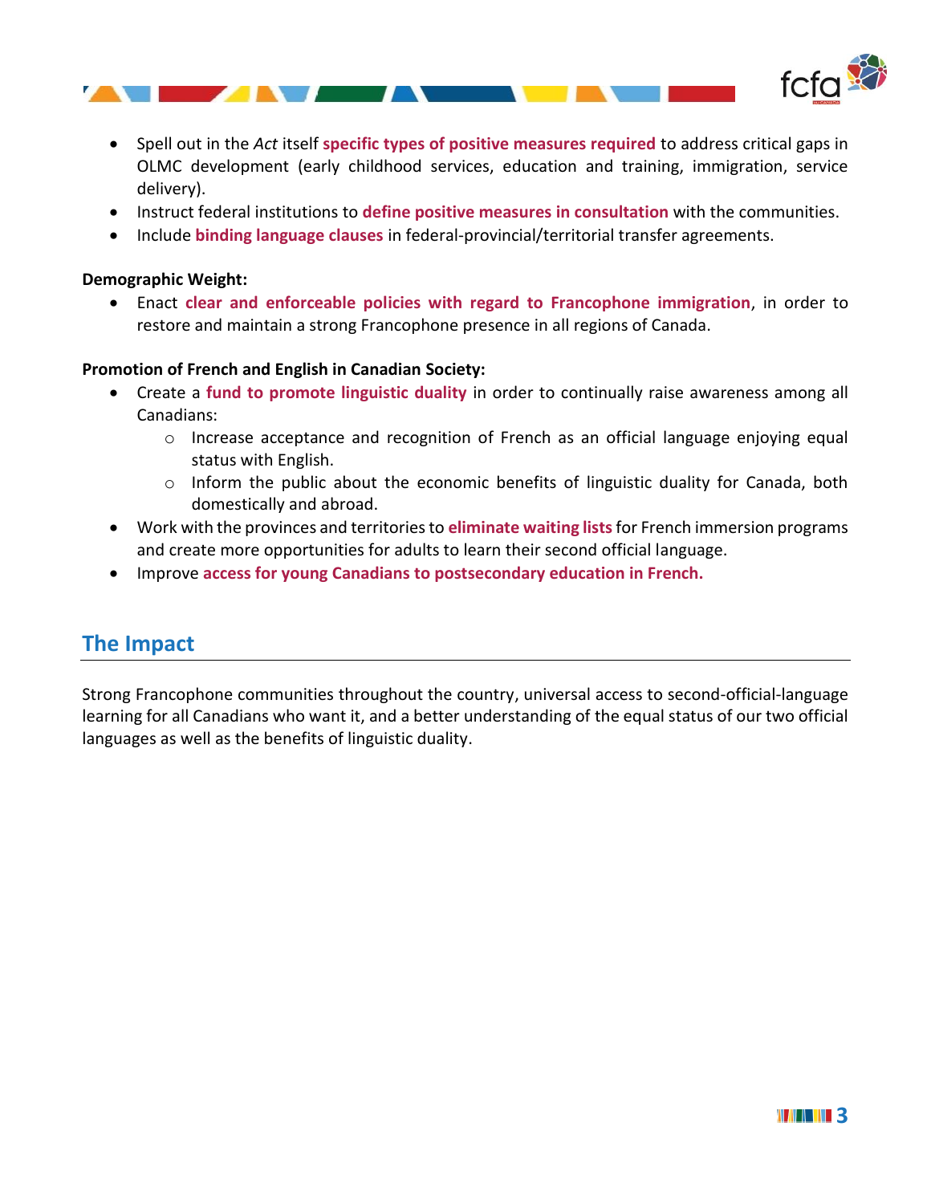- Spell out in the *Act* itself **specific types of positive measures required** to address critical gaps in OLMC development (early childhood services, education and training, immigration, service delivery).
- Instruct federal institutions to **define positive measures in consultation** with the communities.
- Include **binding language clauses** in federal-provincial/territorial transfer agreements.

**Demographic Weight:**

- Enact **clear and enforceable policies with regard to Francophone immigration**, in order to restore and maintain a strong Francophone presence in all regions of Canada.

**Promotion of French and English in Canadian Society:**

- Create a **fund to promote linguistic duality** in order to continually raise awareness among all Canadians:
  - Increase acceptance and recognition of French as an official language enjoying equal status with English.
  - Inform the public about the economic benefits of linguistic duality for Canada, both domestically and abroad.
- Work with the provinces and territories to **eliminate waiting lists** for French immersion programs and create more opportunities for adults to learn their second official language.
- Improve **access for young Canadians to postsecondary education in French.**

## The Impact

Strong Francophone communities throughout the country, universal access to second-official-language learning for all Canadians who want it, and a better understanding of the equal status of our two official languages as well as the benefits of linguistic duality.